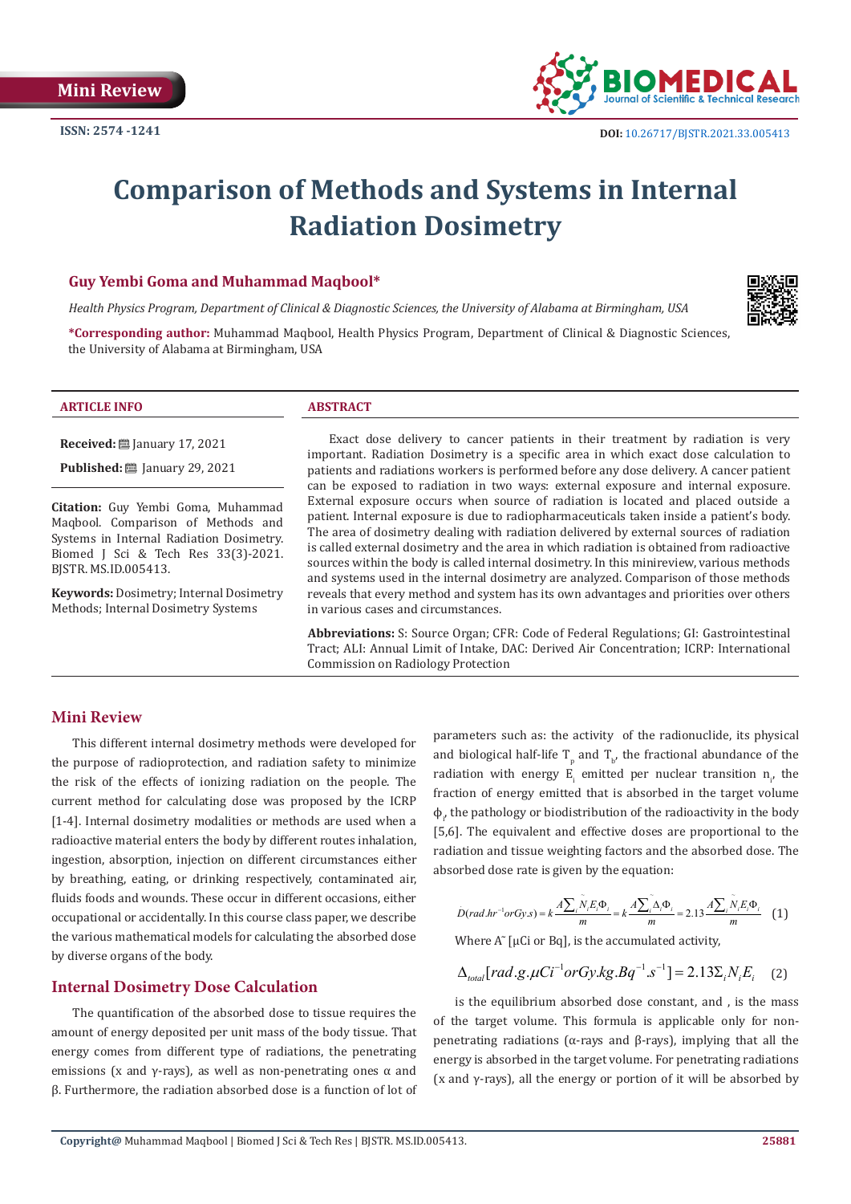Mini Review

ISSN: 2574 -1241

DOI: 10.26717/BJSTR.2021.33.005413

# Comparison of Methods and Systems in Internal Radiation Dosimetry

**Guy Yembi Goma and Muhammad Maqbool***

*Health Physics Program, Department of Clinical & Diagnostic Sciences, the University of Alabama at Birmingham, USA*

***Corresponding author:** Muhammad Maqbool, Health Physics Program, Department of Clinical & Diagnostic Sciences, the University of Alabama at Birmingham, USA

**ARTICLE INFO**

**Received:** January 17, 2021

**Published:** January 29, 2021

**Citation:** Guy Yembi Goma, Muhammad Maqbool. Comparison of Methods and Systems in Internal Radiation Dosimetry. Biomed J Sci & Tech Res 33(3)-2021. BJSTR. MS.ID.005413.

**Keywords:** Dosimetry; Internal Dosimetry Methods; Internal Dosimetry Systems

**ABSTRACT**

Exact dose delivery to cancer patients in their treatment by radiation is very important. Radiation Dosimetry is a specific area in which exact dose calculation to patients and radiations workers is performed before any dose delivery. A cancer patient can be exposed to radiation in two ways: external exposure and internal exposure. External exposure occurs when source of radiation is located and placed outside a patient. Internal exposure is due to radiopharmaceuticals taken inside a patient's body. The area of dosimetry dealing with radiation delivered by external sources of radiation is called external dosimetry and the area in which radiation is obtained from radioactive sources within the body is called internal dosimetry. In this minireview, various methods and systems used in the internal dosimetry are analyzed. Comparison of those methods reveals that every method and system has its own advantages and priorities over others in various cases and circumstances.

**Abbreviations:** S: Source Organ; CFR: Code of Federal Regulations; GI: Gastrointestinal Tract; ALI: Annual Limit of Intake, DAC: Derived Air Concentration; ICRP: International Commission on Radiology Protection

## Mini Review

This different internal dosimetry methods were developed for the purpose of radioprotection, and radiation safety to minimize the risk of the effects of ionizing radiation on the people. The current method for calculating dose was proposed by the ICRP [1-4]. Internal dosimetry modalities or methods are used when a radioactive material enters the body by different routes inhalation, ingestion, absorption, injection on different circumstances either by breathing, eating, or drinking respectively, contaminated air, fluids foods and wounds. These occur in different occasions, either occupational or accidentally. In this course class paper, we describe the various mathematical models for calculating the absorbed dose by diverse organs of the body.

## Internal Dosimetry Dose Calculation

The quantification of the absorbed dose to tissue requires the amount of energy deposited per unit mass of the body tissue. That energy comes from different type of radiations, the penetrating emissions (x and γ-rays), as well as non-penetrating ones α and β. Furthermore, the radiation absorbed dose is a function of lot of parameters such as: the activity of the radionuclide, its physical and biological half-life $T_p$ and $T_b$, the fractional abundance of the radiation with energy $E_i$ emitted per nuclear transition $n_i$, the fraction of energy emitted that is absorbed in the target volume $\phi_i$, the pathology or biodistribution of the radioactivity in the body [5,6]. The equivalent and effective doses are proportional to the radiation and tissue weighting factors and the absorbed dose. The absorbed dose rate is given by the equation:

$$\dot{D}(rad.hr^{-1} or Gy.s) = k\frac{\tilde{A}\sum_i \tilde{N}_i E_i \Phi_i}{m} = k\frac{\tilde{A}\sum_i \tilde{\Delta}_i \Phi_i}{m} = 2.13\frac{\tilde{A}\sum_i \tilde{N}_i E_i \Phi_i}{m} \quad (1)$$

Where $\tilde{A}$ [μCi or Bq], is the accumulated activity,

$$\Delta_{total}[rad.g.\mu Ci^{-1} or Gy.kg.Bq^{-1}.s^{-1}] = 2.13\Sigma_i N_i E_i \quad (2)$$

is the equilibrium absorbed dose constant, and , is the mass of the target volume. This formula is applicable only for non-penetrating radiations (α-rays and β-rays), implying that all the energy is absorbed in the target volume. For penetrating radiations (x and γ-rays), all the energy or portion of it will be absorbed by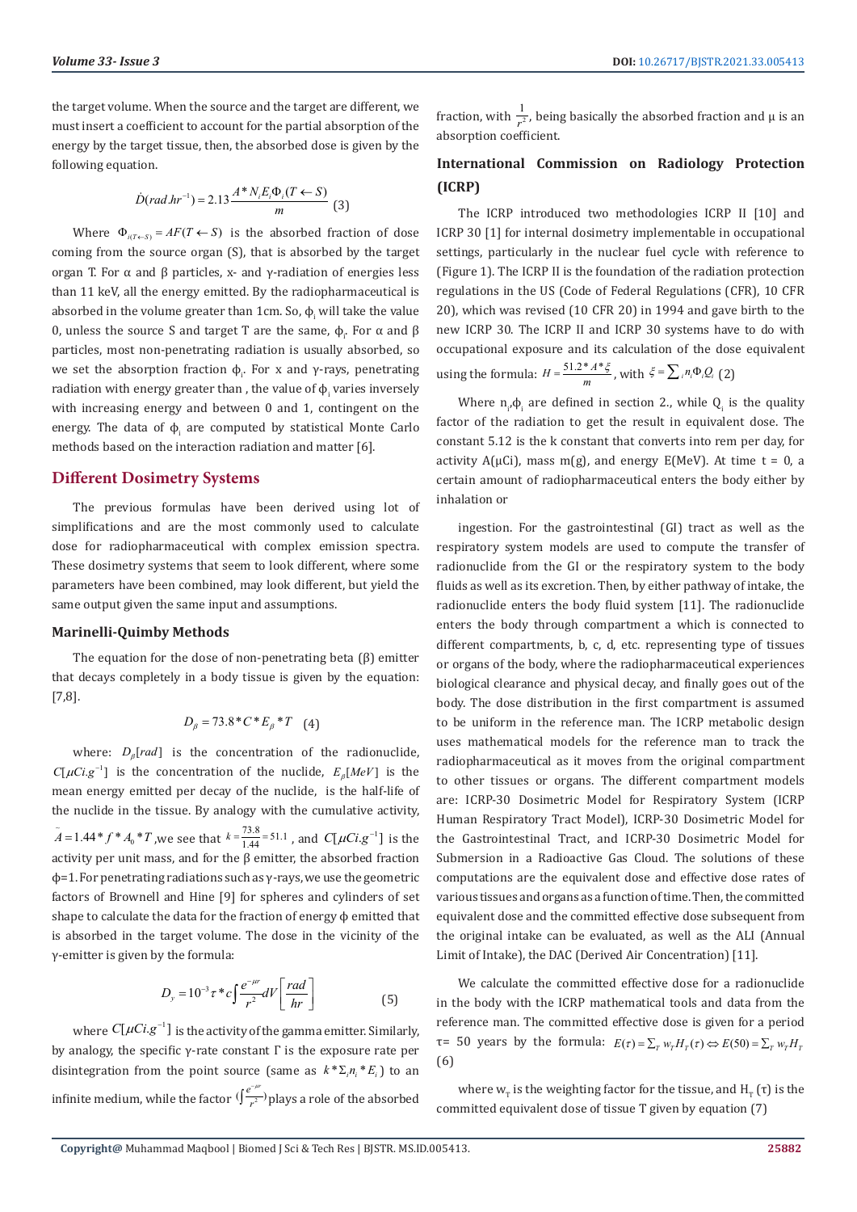the target volume. When the source and the target are different, we must insert a coefficient to account for the partial absorption of the energy by the target tissue, then, the absorbed dose is given by the following equation.

$$\dot{D}(rad.hr^{-1}) = 2.13\frac{A^* N_i E_i \Phi_i(T \leftarrow S)}{m} \quad (3)$$

Where $\Phi_{i(T\leftarrow S)} = AF(T \leftarrow S)$ is the absorbed fraction of dose coming from the source organ (S), that is absorbed by the target organ T. For α and β particles, x- and γ-radiation of energies less than 11 keV, all the energy emitted. By the radiopharmaceutical is absorbed in the volume greater than 1cm. So, $\phi_i$ will take the value 0, unless the source S and target T are the same, $\phi_i$. For α and β particles, most non-penetrating radiation is usually absorbed, so we set the absorption fraction $\phi_i$. For x and γ-rays, penetrating radiation with energy greater than , the value of $\phi_i$ varies inversely with increasing energy and between 0 and 1, contingent on the energy. The data of $\phi_i$ are computed by statistical Monte Carlo methods based on the interaction radiation and matter [6].

## Different Dosimetry Systems

The previous formulas have been derived using lot of simplifications and are the most commonly used to calculate dose for radiopharmaceutical with complex emission spectra. These dosimetry systems that seem to look different, where some parameters have been combined, may look different, but yield the same output given the same input and assumptions.

### Marinelli-Quimby Methods

The equation for the dose of non-penetrating beta (β) emitter that decays completely in a body tissue is given by the equation: [7,8].

$$D_\beta = 73.8 * C * E_\beta * T \quad (4)$$

where: $D_\beta[rad]$ is the concentration of the radionuclide, $C[\mu Ci.g^{-1}]$ is the concentration of the nuclide, $E_\beta[MeV]$ is the mean energy emitted per decay of the nuclide, is the half-life of the nuclide in the tissue. By analogy with the cumulative activity, $\tilde{A} = 1.44 * f * A_0 * T$ ,we see that $k = \frac{73.8}{1.44} = 51.1$ , and $C[\mu Ci.g^{-1}]$ is the activity per unit mass, and for the β emitter, the absorbed fraction ϕ=1. For penetrating radiations such as γ-rays, we use the geometric factors of Brownell and Hine [9] for spheres and cylinders of set shape to calculate the data for the fraction of energy ϕ emitted that is absorbed in the target volume. The dose in the vicinity of the γ-emitter is given by the formula:

$$D_y = 10^{-3} \tau * c \int \frac{e^{-\mu r}}{r^2} dV \left[\frac{rad}{hr}\right] \quad (5)$$

where $C[\mu Ci.g^{-1}]$ is the activity of the gamma emitter. Similarly, by analogy, the specific γ-rate constant Γ is the exposure rate per disintegration from the point source (same as $k * \Sigma_i n_i * E_i$) to an infinite medium, while the factor $(\int \frac{e^{-\mu r}}{r^2})$ plays a role of the absorbed fraction, with $\frac{1}{r^2}$, being basically the absorbed fraction and μ is an absorption coefficient.

### International Commission on Radiology Protection (ICRP)

The ICRP introduced two methodologies ICRP II [10] and ICRP 30 [1] for internal dosimetry implementable in occupational settings, particularly in the nuclear fuel cycle with reference to (Figure 1). The ICRP II is the foundation of the radiation protection regulations in the US (Code of Federal Regulations (CFR), 10 CFR 20), which was revised (10 CFR 20) in 1994 and gave birth to the new ICRP 30. The ICRP II and ICRP 30 systems have to do with occupational exposure and its calculation of the dose equivalent using the formula: $H = \frac{51.2 * A * \xi}{m}$, with $\xi = \sum_i n_i \Phi_i Q_i$ (2)

Where $n_i$,$\phi_i$ are defined in section 2., while $Q_i$ is the quality factor of the radiation to get the result in equivalent dose. The constant 5.12 is the k constant that converts into rem per day, for activity A(μCi), mass m(g), and energy E(MeV). At time t = 0, a certain amount of radiopharmaceutical enters the body either by inhalation or

ingestion. For the gastrointestinal (GI) tract as well as the respiratory system models are used to compute the transfer of radionuclide from the GI or the respiratory system to the body fluids as well as its excretion. Then, by either pathway of intake, the radionuclide enters the body fluid system [11]. The radionuclide enters the body through compartment a which is connected to different compartments, b, c, d, etc. representing type of tissues or organs of the body, where the radiopharmaceutical experiences biological clearance and physical decay, and finally goes out of the body. The dose distribution in the first compartment is assumed to be uniform in the reference man. The ICRP metabolic design uses mathematical models for the reference man to track the radiopharmaceutical as it moves from the original compartment to other tissues or organs. The different compartment models are: ICRP-30 Dosimetric Model for Respiratory System (ICRP Human Respiratory Tract Model), ICRP-30 Dosimetric Model for the Gastrointestinal Tract, and ICRP-30 Dosimetric Model for Submersion in a Radioactive Gas Cloud. The solutions of these computations are the equivalent dose and effective dose rates of various tissues and organs as a function of time. Then, the committed equivalent dose and the committed effective dose subsequent from the original intake can be evaluated, as well as the ALI (Annual Limit of Intake), the DAC (Derived Air Concentration) [11].

We calculate the committed effective dose for a radionuclide in the body with the ICRP mathematical tools and data from the reference man. The committed effective dose is given for a period τ= 50 years by the formula: $E(\tau) = \sum_T w_T H_T(\tau) \Leftrightarrow E(50) = \sum_T w_T H_T$ (6)

where $w_T$ is the weighting factor for the tissue, and $H_T$ (τ) is the committed equivalent dose of tissue T given by equation (7)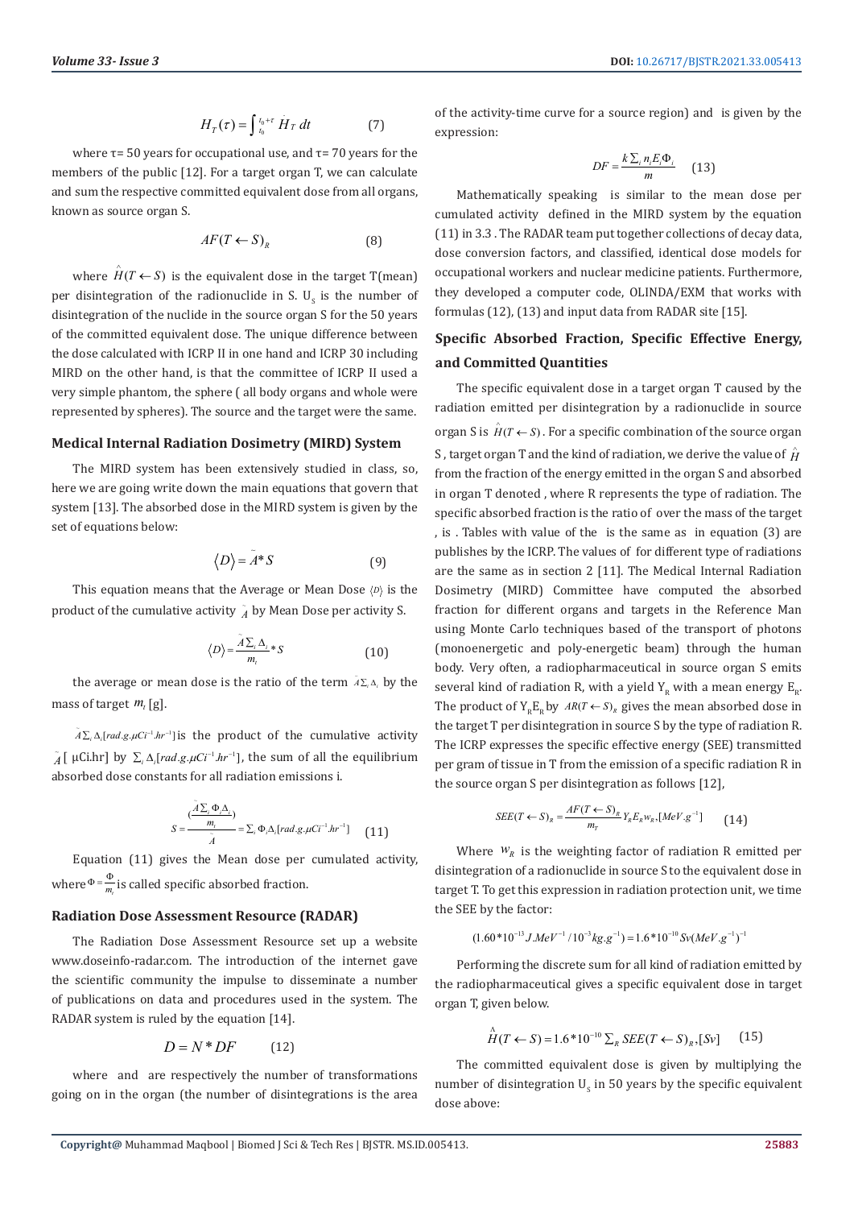$$H_T(\tau) = \int_{t_0}^{t_0+\tau} \dot{H}_T \, dt \qquad (7)$$

where τ= 50 years for occupational use, and τ= 70 years for the members of the public [12]. For a target organ T, we can calculate and sum the respective committed equivalent dose from all organs, known as source organ S.

$$AF(T \leftarrow S)_R \qquad (8)$$

where $\hat{H}(T \leftarrow S)$ is the equivalent dose in the target T(mean) per disintegration of the radionuclide in S. $U_S$ is the number of disintegration of the nuclide in the source organ S for the 50 years of the committed equivalent dose. The unique difference between the dose calculated with ICRP II in one hand and ICRP 30 including MIRD on the other hand, is that the committee of ICRP II used a very simple phantom, the sphere ( all body organs and whole were represented by spheres). The source and the target were the same.

### Medical Internal Radiation Dosimetry (MIRD) System

The MIRD system has been extensively studied in class, so, here we are going write down the main equations that govern that system [13]. The absorbed dose in the MIRD system is given by the set of equations below:

$$\langle D \rangle = \tilde{A} * S \qquad (9)$$

This equation means that the Average or Mean Dose $\langle D \rangle$ is the product of the cumulative activity $\tilde{A}$ by Mean Dose per activity S.

$$\langle D \rangle = \frac{\tilde{A} \sum_i \Delta_i}{m_t} * S \qquad (10)$$

the average or mean dose is the ratio of the term $\tilde{A} \sum_i \Delta_i$ by the mass of target $m_t$ [g].

$\tilde{A} \sum_i \Delta_i [rad.g.\mu Ci^{-1}.hr^{-1}]$ is the product of the cumulative activity $\tilde{A}$ [ µCi.hr] by $\sum_i \Delta_i [rad.g.\mu Ci^{-1}.hr^{-1}]$, the sum of all the equilibrium absorbed dose constants for all radiation emissions i.

$$S = \frac{\left(\frac{\tilde{A} \sum_i \Phi_i \Delta_i}{m_t}\right)}{\tilde{A}} = \sum_i \Phi_i \Delta_i [rad.g.\mu Ci^{-1}.hr^{-1}] \qquad (11)$$

Equation (11) gives the Mean dose per cumulated activity, where $\Phi = \frac{\Phi}{m_t}$ is called specific absorbed fraction.

### Radiation Dose Assessment Resource (RADAR)

The Radiation Dose Assessment Resource set up a website www.doseinfo-radar.com. The introduction of the internet gave the scientific community the impulse to disseminate a number of publications on data and procedures used in the system. The RADAR system is ruled by the equation [14].

$$D = N * DF \qquad (12)$$

where and are respectively the number of transformations going on in the organ (the number of disintegrations is the area of the activity-time curve for a source region) and is given by the expression:

$$DF = \frac{k \sum_i n_i E_i \Phi_i}{m} \qquad (13)$$

Mathematically speaking is similar to the mean dose per cumulated activity defined in the MIRD system by the equation (11) in 3.3 . The RADAR team put together collections of decay data, dose conversion factors, and classified, identical dose models for occupational workers and nuclear medicine patients. Furthermore, they developed a computer code, OLINDA/EXM that works with formulas (12), (13) and input data from RADAR site [15].

### Specific Absorbed Fraction, Specific Effective Energy, and Committed Quantities

The specific equivalent dose in a target organ T caused by the radiation emitted per disintegration by a radionuclide in source organ S is $\hat{H}(T \leftarrow S)$. For a specific combination of the source organ S , target organ T and the kind of radiation, we derive the value of $\hat{H}$ from the fraction of the energy emitted in the organ S and absorbed in organ T denoted , where R represents the type of radiation. The specific absorbed fraction is the ratio of over the mass of the target , is . Tables with value of the is the same as in equation (3) are publishes by the ICRP. The values of for different type of radiations are the same as in section 2 [11]. The Medical Internal Radiation Dosimetry (MIRD) Committee have computed the absorbed fraction for different organs and targets in the Reference Man using Monte Carlo techniques based of the transport of photons (monoenergetic and poly-energetic beam) through the human body. Very often, a radiopharmaceutical in source organ S emits several kind of radiation R, with a yield $Y_R$ with a mean energy $E_R$. The product of $Y_R E_R$ by $AR(T \leftarrow S)_R$ gives the mean absorbed dose in the target T per disintegration in source S by the type of radiation R. The ICRP expresses the specific effective energy (SEE) transmitted per gram of tissue in T from the emission of a specific radiation R in the source organ S per disintegration as follows [12],

$$SEE(T \leftarrow S)_R = \frac{AF(T \leftarrow S)_R}{m_T} Y_R E_R w_R, [MeV.g^{-1}] \qquad (14)$$

Where $w_R$ is the weighting factor of radiation R emitted per disintegration of a radionuclide in source S to the equivalent dose in target T. To get this expression in radiation protection unit, we time the SEE by the factor:

$$(1.60*10^{-13} J.MeV^{-1} / 10^{-3} kg.g^{-1}) = 1.6*10^{-10} Sv(MeV.g^{-1})^{-1}$$

Performing the discrete sum for all kind of radiation emitted by the radiopharmaceutical gives a specific equivalent dose in target organ T, given below.

$$\hat{H}(T \leftarrow S) = 1.6*10^{-10} \sum_R SEE(T \leftarrow S)_R, [Sv] \qquad (15)$$

The committed equivalent dose is given by multiplying the number of disintegration $U_S$ in 50 years by the specific equivalent dose above: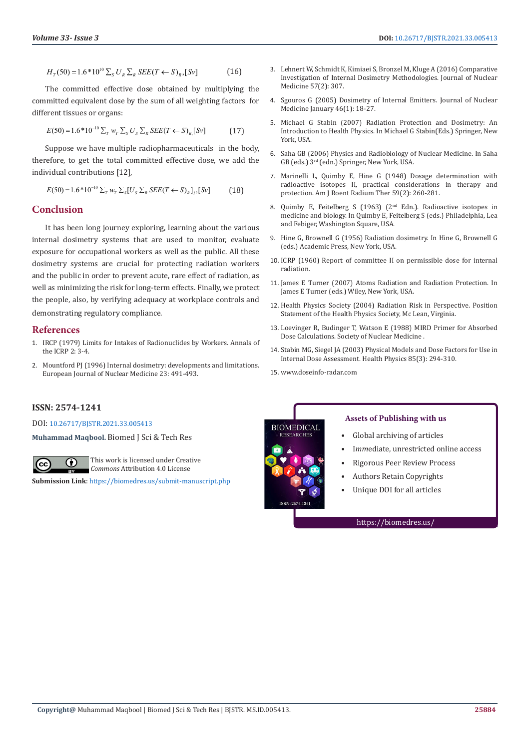$$H_T(50) = 1.6 * 10^{10} \sum_S U_R \sum_R SEE(T \leftarrow S)_R, [Sv] \qquad (16)$$

The committed effective dose obtained by multiplying the committed equivalent dose by the sum of all weighting factors for different tissues or organs:

$$E(50) = 1.6 * 10^{-10} \sum_T w_T \sum_S U_S \sum_R SEE(T \leftarrow S)_{R,} [Sv] \qquad (17)$$

Suppose we have multiple radiopharmaceuticals in the body, therefore, to get the total committed effective dose, we add the individual contributions [12],

$$E(50) = 1.6 * 10^{-10} \sum_T w_T \sum_S [U_S \sum_R SEE(T \leftarrow S)_R]_j, [Sv] \qquad (18)$$

## Conclusion

It has been long journey exploring, learning about the various internal dosimetry systems that are used to monitor, evaluate exposure for occupational workers as well as the public. All these dosimetry systems are crucial for protecting radiation workers and the public in order to prevent acute, rare effect of radiation, as well as minimizing the risk for long-term effects. Finally, we protect the people, also, by verifying adequacy at workplace controls and demonstrating regulatory compliance.

## References

1. IRCP (1979) Limits for Intakes of Radionuclides by Workers. Annals of the ICRP 2: 3-4.
2. Mountford PJ (1996) Internal dosimetry: developments and limitations. European Journal of Nuclear Medicine 23: 491-493.
3. Lehnert W, Schmidt K, Kimiaei S, Bronzel M, Kluge A (2016) Comparative Investigation of Internal Dosimetry Methodologies. Journal of Nuclear Medicine 57(2): 307.
4. Sgouros G (2005) Dosimetry of Internal Emitters. Journal of Nuclear Medicine January 46(1): 18-27.
5. Michael G Stabin (2007) Radiation Protection and Dosimetry: An Introduction to Health Physics. In Michael G Stabin(Eds.) Springer, New York, USA.
6. Saha GB (2006) Physics and Radiobiology of Nuclear Medicine. In Saha GB (eds.) 3rd (edn.) Springer, New York, USA.
7. Marinelli L, Quimby E, Hine G (1948) Dosage determination with radioactive isotopes II, practical considerations in therapy and protection. Am J Roent Radium Ther 59(2): 260-281.
8. Quimby E, Feitelberg S (1963) (2nd Edn.). Radioactive isotopes in medicine and biology. In Quimby E, Feitelberg S (eds.) Philadelphia, Lea and Febiger, Washington Square, USA.
9. Hine G, Brownell G (1956) Radiation dosimetry. In Hine G, Brownell G (eds.) Academic Press, New York, USA.
10. ICRP (1960) Report of committee II on permissible dose for internal radiation.
11. James E Turner (2007) Atoms Radiation and Radiation Protection. In James E Turner (eds.) Wiley, New York, USA.
12. Health Physics Society (2004) Radiation Risk in Perspective. Position Statement of the Health Physics Society, Mc Lean, Virginia.
13. Loevinger R, Budinger T, Watson E (1988) MIRD Primer for Absorbed Dose Calculations. Society of Nuclear Medicine .
14. Stabin MG, Siegel JA (2003) Physical Models and Dose Factors for Use in Internal Dose Assessment. Health Physics 85(3): 294-310.
15. www.doseinfo-radar.com

**ISSN: 2574-1241**

DOI: 10.26717/BJSTR.2021.33.005413

**Muhammad Maqbool**. Biomed J Sci & Tech Res

This work is licensed under Creative *Commons* Attribution 4.0 License

**Submission Link**: https://biomedres.us/submit-manuscript.php

**Assets of Publishing with us**

- Global archiving of articles
- Immediate, unrestricted online access
- Rigorous Peer Review Process
- Authors Retain Copyrights
- Unique DOI for all articles

https://biomedres.us/